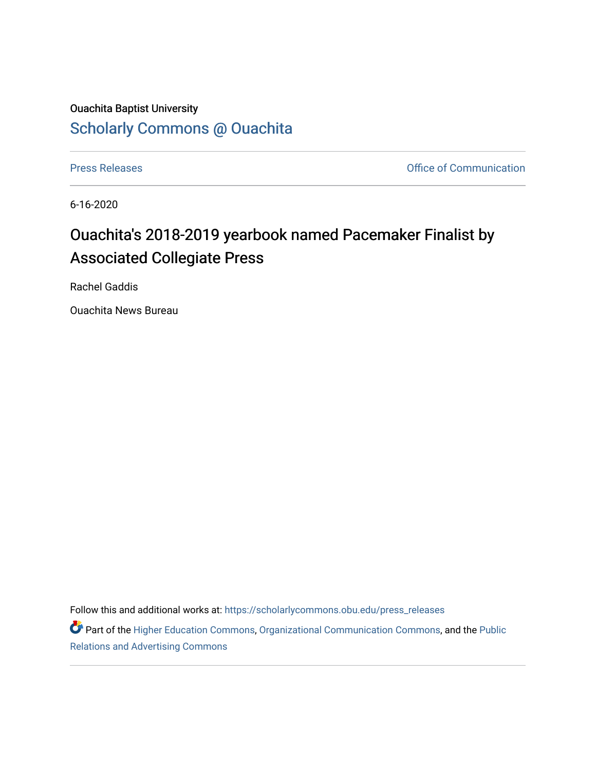Ouachita Baptist University

## Scholarly Commons @ Ouachita

Press Releases | Office of Communication

6-16-2020

# Ouachita's 2018-2019 yearbook named Pacemaker Finalist by Associated Collegiate Press

Rachel Gaddis

Ouachita News Bureau

Follow this and additional works at: https://scholarlycommons.obu.edu/press_releases

Part of the Higher Education Commons, Organizational Communication Commons, and the Public Relations and Advertising Commons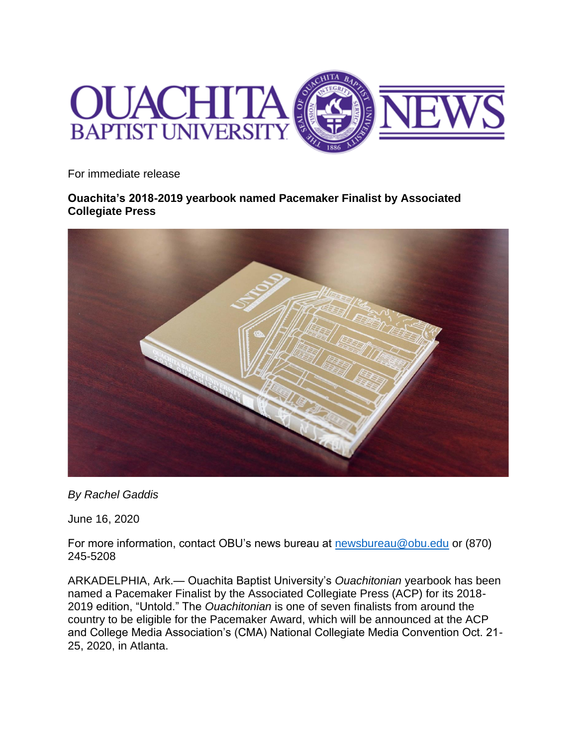For immediate release

**Ouachita's 2018-2019 yearbook named Pacemaker Finalist by Associated Collegiate Press**

*By Rachel Gaddis*

June 16, 2020

For more information, contact OBU's news bureau at newsbureau@obu.edu or (870) 245-5208

ARKADELPHIA, Ark.— Ouachita Baptist University's *Ouachitonian* yearbook has been named a Pacemaker Finalist by the Associated Collegiate Press (ACP) for its 2018-2019 edition, "Untold." The *Ouachitonian* is one of seven finalists from around the country to be eligible for the Pacemaker Award, which will be announced at the ACP and College Media Association's (CMA) National Collegiate Media Convention Oct. 21-25, 2020, in Atlanta.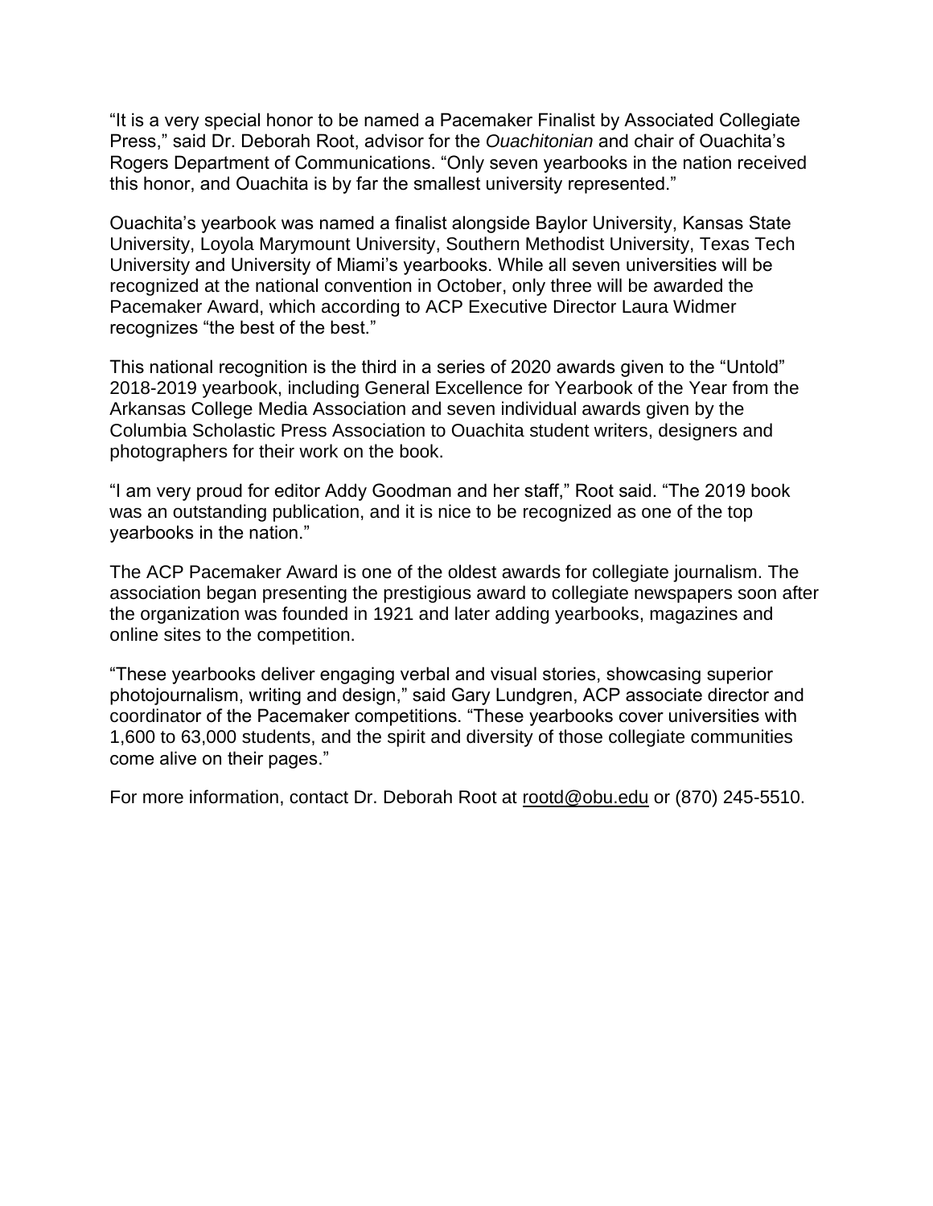"It is a very special honor to be named a Pacemaker Finalist by Associated Collegiate Press," said Dr. Deborah Root, advisor for the *Ouachitonian* and chair of Ouachita's Rogers Department of Communications. "Only seven yearbooks in the nation received this honor, and Ouachita is by far the smallest university represented."

Ouachita's yearbook was named a finalist alongside Baylor University, Kansas State University, Loyola Marymount University, Southern Methodist University, Texas Tech University and University of Miami's yearbooks. While all seven universities will be recognized at the national convention in October, only three will be awarded the Pacemaker Award, which according to ACP Executive Director Laura Widmer recognizes "the best of the best."

This national recognition is the third in a series of 2020 awards given to the "Untold" 2018-2019 yearbook, including General Excellence for Yearbook of the Year from the Arkansas College Media Association and seven individual awards given by the Columbia Scholastic Press Association to Ouachita student writers, designers and photographers for their work on the book.

"I am very proud for editor Addy Goodman and her staff," Root said. "The 2019 book was an outstanding publication, and it is nice to be recognized as one of the top yearbooks in the nation."

The ACP Pacemaker Award is one of the oldest awards for collegiate journalism. The association began presenting the prestigious award to collegiate newspapers soon after the organization was founded in 1921 and later adding yearbooks, magazines and online sites to the competition.

"These yearbooks deliver engaging verbal and visual stories, showcasing superior photojournalism, writing and design," said Gary Lundgren, ACP associate director and coordinator of the Pacemaker competitions. "These yearbooks cover universities with 1,600 to 63,000 students, and the spirit and diversity of those collegiate communities come alive on their pages."

For more information, contact Dr. Deborah Root at rootd@obu.edu or (870) 245-5510.